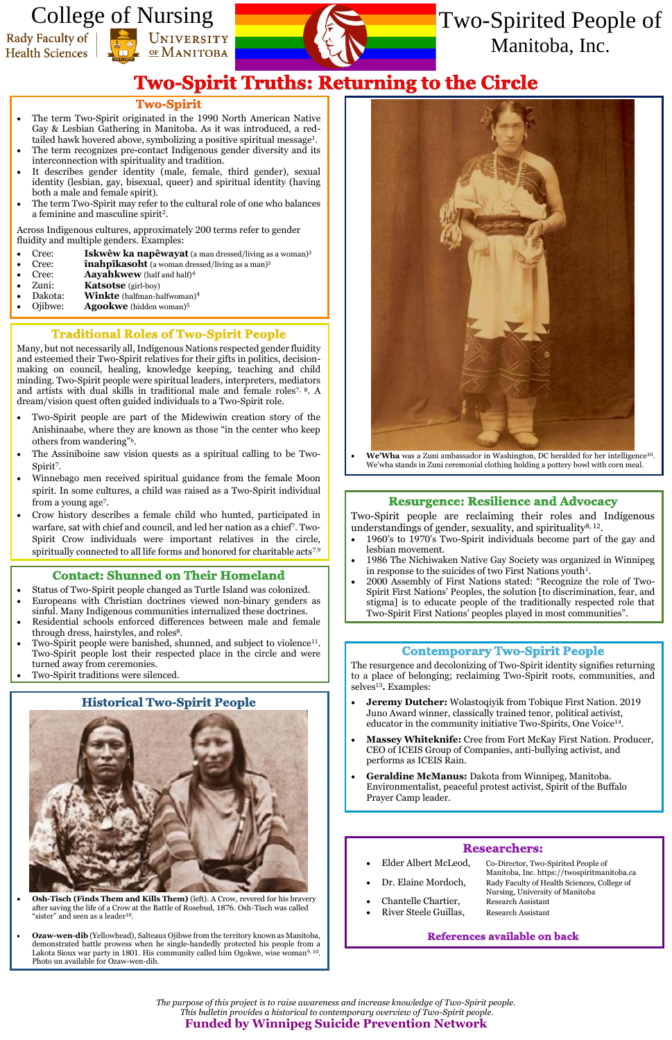College of Nursing
Rady Faculty of Health Sciences | University of Manitoba

Two-Spirited People of Manitoba, Inc.

# Two-Spirit Truths: Returning to the Circle

## Two-Spirit

- The term Two-Spirit originated in the 1990 North American Native Gay & Lesbian Gathering in Manitoba. As it was introduced, a red-tailed hawk hovered above, symbolizing a positive spiritual message[1].
- The term recognizes pre-contact Indigenous gender diversity and its interconnection with spirituality and tradition.
- It describes gender identity (male, female, third gender), sexual identity (lesbian, gay, bisexual, queer) and spiritual identity (having both a male and female spirit).
- The term Two-Spirit may refer to the cultural role of one who balances a feminine and masculine spirit[2].

Across Indigenous cultures, approximately 200 terms refer to gender fluidity and multiple genders. Examples:

- Cree: **Iskwêw ka napêwayat** (a man dressed/living as a woman)[3]
- Cree: **înahpîkasoht** (a woman dressed/living as a man)[3]
- Cree: **Aayahkwew** (half and half)[4]
- Zuni: **Katsotse** (girl-boy)
- Dakota: **Winkte** (halfman-halfwoman)[4]
- Ojibwe: **Agookwe** (hidden woman)[5]

## Traditional Roles of Two-Spirit People

Many, but not necessarily all, Indigenous Nations respected gender fluidity and esteemed their Two-Spirit relatives for their gifts in politics, decision-making on council, healing, knowledge keeping, teaching and child minding. Two-Spirit people were spiritual leaders, interpreters, mediators and artists with dual skills in traditional male and female roles[7, 8]. A dream/vision quest often guided individuals to a Two-Spirit role.

- Two-Spirit people are part of the Midewiwin creation story of the Anishinaabe, where they are known as those "in the center who keep others from wandering"[6].
- The Assiniboine saw vision quests as a spiritual calling to be Two-Spirit[7].
- Winnebago men received spiritual guidance from the female Moon spirit. In some cultures, a child was raised as a Two-Spirit individual from a young age[7].
- Crow history describes a female child who hunted, participated in warfare, sat with chief and council, and led her nation as a chief[7]. Two-Spirit Crow individuals were important relatives in the circle, spiritually connected to all life forms and honored for charitable acts[7,9]

## Contact: Shunned on Their Homeland

- Status of Two-Spirit people changed as Turtle Island was colonized.
- Europeans with Christian doctrines viewed non-binary genders as sinful. Many Indigenous communities internalized these doctrines.
- Residential schools enforced differences between male and female through dress, hairstyles, and roles[8].
- Two-Spirit people were banished, shunned, and subject to violence[11]. Two-Spirit people lost their respected place in the circle and were turned away from ceremonies.
- Two-Spirit traditions were silenced.

## Historical Two-Spirit People

- **Osh-Tisch (Finds Them and Kills Them)** (left). A Crow, revered for his bravery after saving the life of a Crow at the Battle of Rosebud, 1876. Osh-Tisch was called "sister" and seen as a leader[10].
- **Ozaw-wen-dib** (Yellowhead), Salteaux Ojibwe from the territory known as Manitoba, demonstrated battle prowess when he single-handedly protected his people from a Lakota Sioux war party in 1801. His community called him Ogokwe, wise woman[9, 10]. Photo un available for Ozaw-wen-dib.

- **We'Wha** was a Zuni ambassador in Washington, DC heralded for her intelligence[10]. We'wha stands in Zuni ceremonial clothing holding a pottery bowl with corn meal.

## Resurgence: Resilience and Advocacy

Two-Spirit people are reclaiming their roles and Indigenous understandings of gender, sexuality, and spirituality[8, 12].

- 1960's to 1970's Two-Spirit individuals become part of the gay and lesbian movement.
- 1986 The Nichiwaken Native Gay Society was organized in Winnipeg in response to the suicides of two First Nations youth[1].
- 2000 Assembly of First Nations stated: "Recognize the role of Two-Spirit First Nations' Peoples, the solution [to discrimination, fear, and stigma] is to educate people of the traditionally respected role that Two-Spirit First Nations' peoples played in most communities".

## Contemporary Two-Spirit People

The resurgence and decolonizing of Two-Spirit identity signifies returning to a place of belonging; reclaiming Two-Spirit roots, communities, and selves[13]**.** Examples:

- **Jeremy Dutcher:** Wolastoqiyik from Tobique First Nation. 2019 Juno Award winner, classically trained tenor, political activist, educator in the community initiative Two-Spirits, One Voice[14].
- **Massey Whiteknife:** Cree from Fort McKay First Nation. Producer, CEO of ICEIS Group of Companies, anti-bullying activist, and performs as ICEIS Rain.
- **Geraldine McManus:** Dakota from Winnipeg, Manitoba. Environmentalist, peaceful protest activist, Spirit of the Buffalo Prayer Camp leader.

## Researchers:

- Elder Albert McLeod, Co-Director, Two-Spirited People of Manitoba, Inc. https://twospiritmanitoba.ca
- Dr. Elaine Mordoch, Rady Faculty of Health Sciences, College of Nursing, University of Manitoba
- Chantelle Chartier, Research Assistant
- River Steele Guillas, Research Assistant

**References available on back**

*The purpose of this project is to raise awareness and increase knowledge of Two-Spirit people.*
*This bulletin provides a historical to contemporary overview of Two-Spirit people.*

**Funded by Winnipeg Suicide Prevention Network**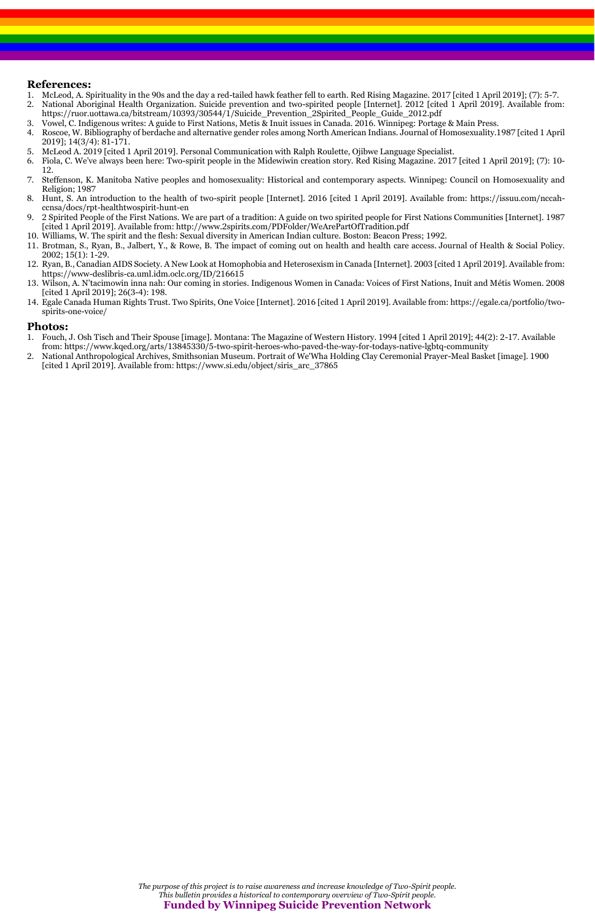## References:

1. McLeod, A. Spirituality in the 90s and the day a red-tailed hawk feather fell to earth. Red Rising Magazine. 2017 [cited 1 April 2019]; (7): 5-7.
2. National Aboriginal Health Organization. Suicide prevention and two-spirited people [Internet]. 2012 [cited 1 April 2019]. Available from: https://ruor.uottawa.ca/bitstream/10393/30544/1/Suicide_Prevention_2Spirited_People_Guide_2012.pdf
3. Vowel, C. Indigenous writes: A guide to First Nations, Metis & Inuit issues in Canada. 2016. Winnipeg: Portage & Main Press.
4. Roscoe, W. Bibliography of berdache and alternative gender roles among North American Indians. Journal of Homosexuality.1987 [cited 1 April 2019]; 14(3/4): 81-171.
5. McLeod A. 2019 [cited 1 April 2019]. Personal Communication with Ralph Roulette, Ojibwe Language Specialist.
6. Fiola, C. We've always been here: Two-spirit people in the Midewiwin creation story. Red Rising Magazine. 2017 [cited 1 April 2019]; (7): 10-12.
7. Steffenson, K. Manitoba Native peoples and homosexuality: Historical and contemporary aspects. Winnipeg: Council on Homosexuality and Religion; 1987
8. Hunt, S. An introduction to the health of two-spirit people [Internet]. 2016 [cited 1 April 2019]. Available from: https://issuu.com/nccah-ccnsa/docs/rpt-healthtwospirit-hunt-en
9. 2 Spirited People of the First Nations. We are part of a tradition: A guide on two spirited people for First Nations Communities [Internet]. 1987 [cited 1 April 2019]. Available from: http://www.2spirits.com/PDFolder/WeArePartOfTradition.pdf
10. Williams, W. The spirit and the flesh: Sexual diversity in American Indian culture. Boston: Beacon Press; 1992.
11. Brotman, S., Ryan, B., Jalbert, Y., & Rowe, B. The impact of coming out on health and health care access. Journal of Health & Social Policy. 2002; 15(1): 1-29.
12. Ryan, B., Canadian AIDS Society. A New Look at Homophobia and Heterosexism in Canada [Internet]. 2003 [cited 1 April 2019]. Available from: https://www-deslibris-ca.uml.idm.oclc.org/ID/216615
13. Wilson, A. N'tacimowin inna nah: Our coming in stories. Indigenous Women in Canada: Voices of First Nations, Inuit and Métis Women. 2008 [cited 1 April 2019]; 26(3-4): 198.
14. Egale Canada Human Rights Trust. Two Spirits, One Voice [Internet]. 2016 [cited 1 April 2019]. Available from: https://egale.ca/portfolio/two-spirits-one-voice/

## Photos:

1. Fouch, J. Osh Tisch and Their Spouse [image]. Montana: The Magazine of Western History. 1994 [cited 1 April 2019]; 44(2): 2-17. Available from: https://www.kqed.org/arts/13845330/5-two-spirit-heroes-who-paved-the-way-for-todays-native-lgbtq-community
2. National Anthropological Archives, Smithsonian Museum. Portrait of We'Wha Holding Clay Ceremonial Prayer-Meal Basket [image]. 1900 [cited 1 April 2019]. Available from: https://www.si.edu/object/siris_arc_37865

*The purpose of this project is to raise awareness and increase knowledge of Two-Spirit people.*
*This bulletin provides a historical to contemporary overview of Two-Spirit people.*

**Funded by Winnipeg Suicide Prevention Network**